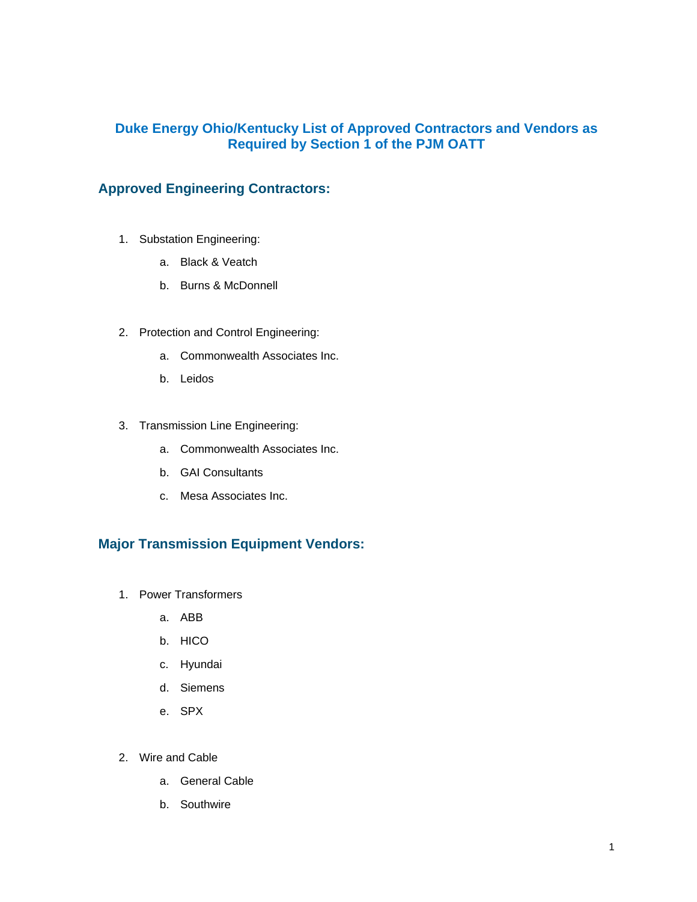# Duke Energy Ohio/Kentucky List of Approved Contractors and Vendors as Required by Section 1 of the PJM OATT

## Approved Engineering Contractors:

1. Substation Engineering:
   a. Black & Veatch
   b. Burns & McDonnell

2. Protection and Control Engineering:
   a. Commonwealth Associates Inc.
   b. Leidos

3. Transmission Line Engineering:
   a. Commonwealth Associates Inc.
   b. GAI Consultants
   c. Mesa Associates Inc.

## Major Transmission Equipment Vendors:

1. Power Transformers
   a. ABB
   b. HICO
   c. Hyundai
   d. Siemens
   e. SPX

2. Wire and Cable
   a. General Cable
   b. Southwire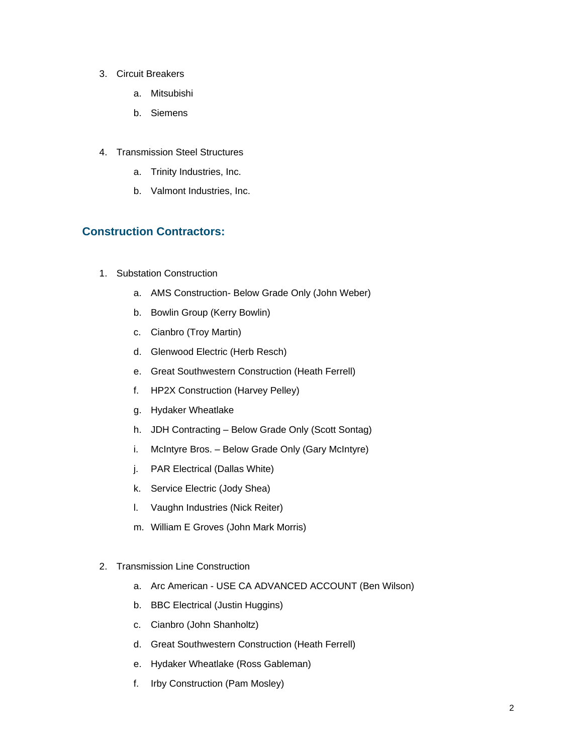3. Circuit Breakers
    a. Mitsubishi
    b. Siemens

4. Transmission Steel Structures
    a. Trinity Industries, Inc.
    b. Valmont Industries, Inc.

## Construction Contractors:

1. Substation Construction
    a. AMS Construction- Below Grade Only (John Weber)
    b. Bowlin Group (Kerry Bowlin)
    c. Cianbro (Troy Martin)
    d. Glenwood Electric (Herb Resch)
    e. Great Southwestern Construction (Heath Ferrell)
    f. HP2X Construction (Harvey Pelley)
    g. Hydaker Wheatlake
    h. JDH Contracting – Below Grade Only (Scott Sontag)
    i. McIntyre Bros. – Below Grade Only (Gary McIntyre)
    j. PAR Electrical (Dallas White)
    k. Service Electric (Jody Shea)
    l. Vaughn Industries (Nick Reiter)
    m. William E Groves (John Mark Morris)

2. Transmission Line Construction
    a. Arc American - USE CA ADVANCED ACCOUNT (Ben Wilson)
    b. BBC Electrical (Justin Huggins)
    c. Cianbro (John Shanholtz)
    d. Great Southwestern Construction (Heath Ferrell)
    e. Hydaker Wheatlake (Ross Gableman)
    f. Irby Construction (Pam Mosley)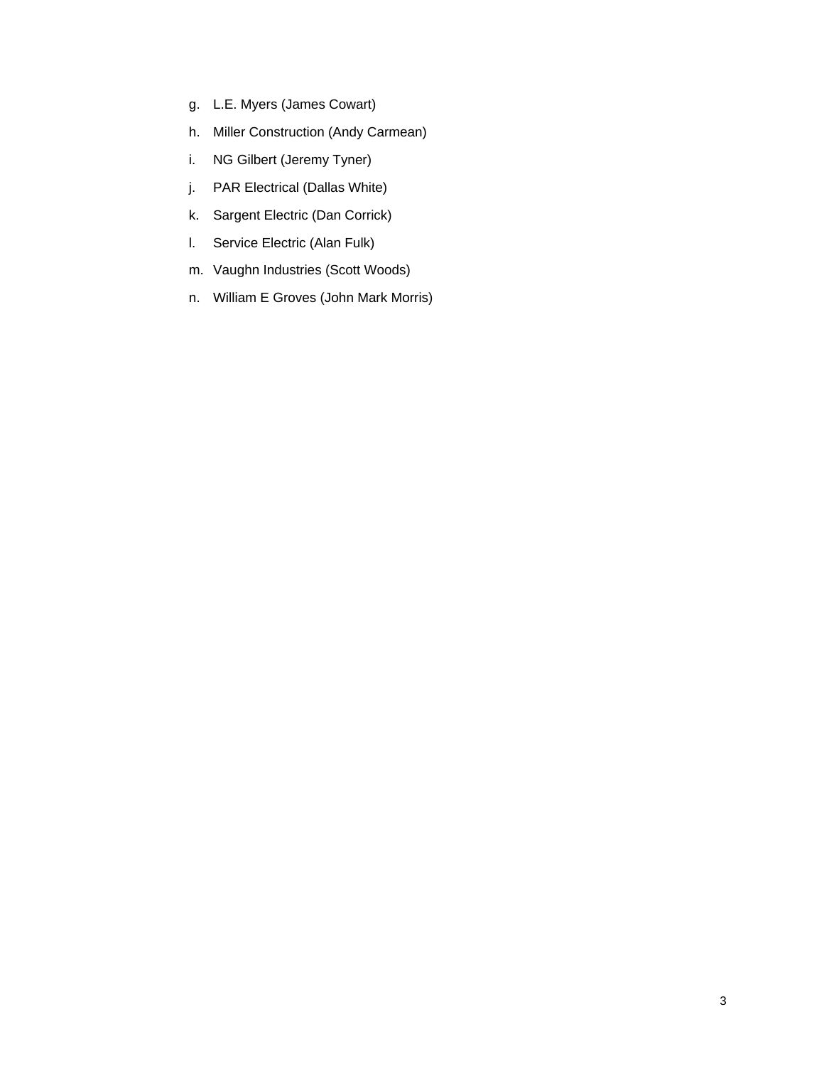g. L.E. Myers (James Cowart)
h. Miller Construction (Andy Carmean)
i. NG Gilbert (Jeremy Tyner)
j. PAR Electrical (Dallas White)
k. Sargent Electric (Dan Corrick)
l. Service Electric (Alan Fulk)
m. Vaughn Industries (Scott Woods)
n. William E Groves (John Mark Morris)